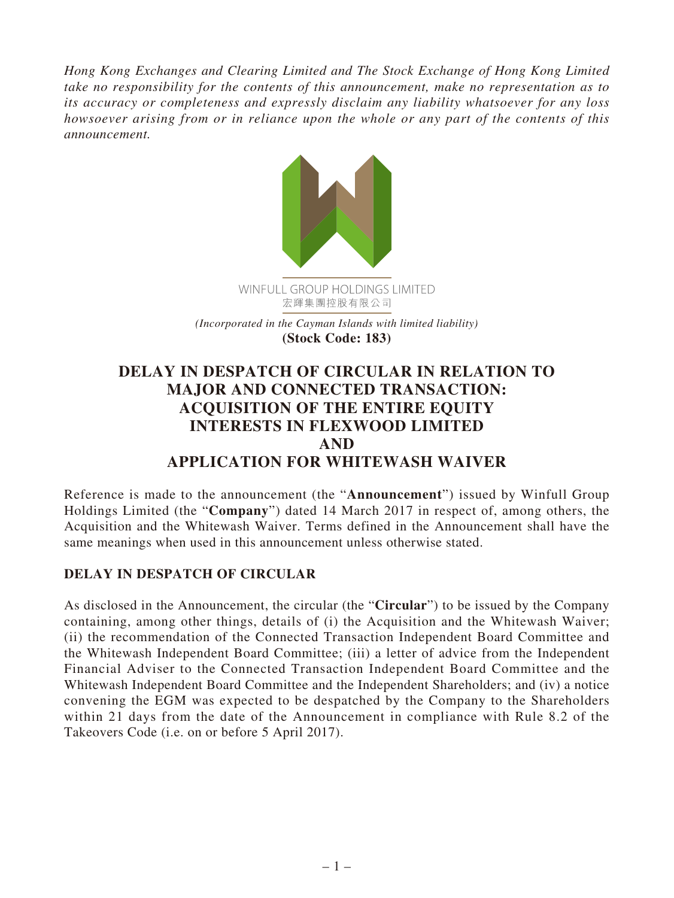*Hong Kong Exchanges and Clearing Limited and The Stock Exchange of Hong Kong Limited take no responsibility for the contents of this announcement, make no representation as to its accuracy or completeness and expressly disclaim any liability whatsoever for any loss howsoever arising from or in reliance upon the whole or any part of the contents of this announcement.*

WINFULL GROUP HOLDINGS LIMITED
宏輝集團控股有限公司

*(Incorporated in the Cayman Islands with limited liability)*
**(Stock Code: 183)**

# DELAY IN DESPATCH OF CIRCULAR IN RELATION TO MAJOR AND CONNECTED TRANSACTION: ACQUISITION OF THE ENTIRE EQUITY INTERESTS IN FLEXWOOD LIMITED AND APPLICATION FOR WHITEWASH WAIVER

Reference is made to the announcement (the "**Announcement**") issued by Winfull Group Holdings Limited (the "**Company**") dated 14 March 2017 in respect of, among others, the Acquisition and the Whitewash Waiver. Terms defined in the Announcement shall have the same meanings when used in this announcement unless otherwise stated.

## DELAY IN DESPATCH OF CIRCULAR

As disclosed in the Announcement, the circular (the "**Circular**") to be issued by the Company containing, among other things, details of (i) the Acquisition and the Whitewash Waiver; (ii) the recommendation of the Connected Transaction Independent Board Committee and the Whitewash Independent Board Committee; (iii) a letter of advice from the Independent Financial Adviser to the Connected Transaction Independent Board Committee and the Whitewash Independent Board Committee and the Independent Shareholders; and (iv) a notice convening the EGM was expected to be despatched by the Company to the Shareholders within 21 days from the date of the Announcement in compliance with Rule 8.2 of the Takeovers Code (i.e. on or before 5 April 2017).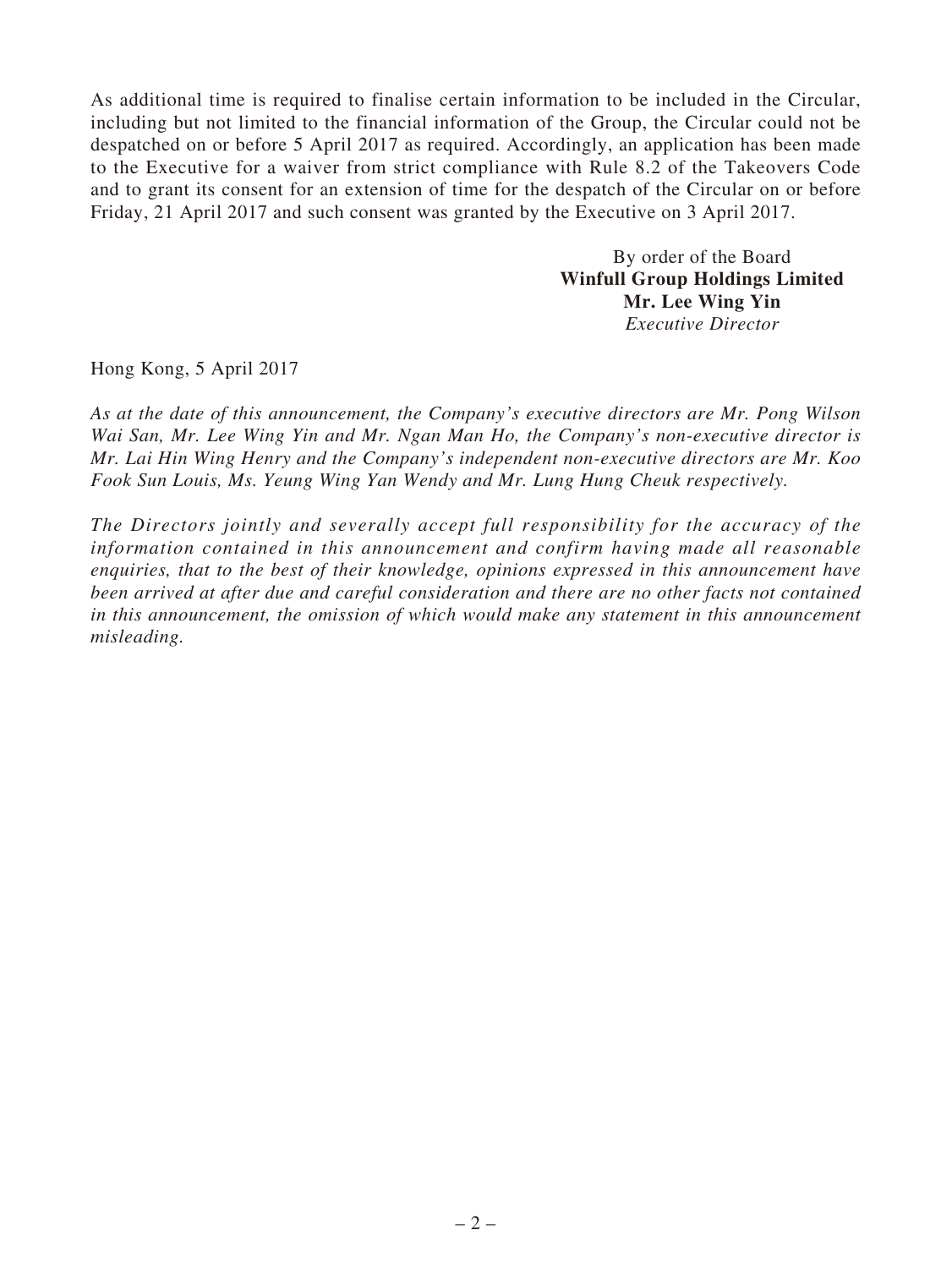As additional time is required to finalise certain information to be included in the Circular, including but not limited to the financial information of the Group, the Circular could not be despatched on or before 5 April 2017 as required. Accordingly, an application has been made to the Executive for a waiver from strict compliance with Rule 8.2 of the Takeovers Code and to grant its consent for an extension of time for the despatch of the Circular on or before Friday, 21 April 2017 and such consent was granted by the Executive on 3 April 2017.

By order of the Board
**Winfull Group Holdings Limited**
**Mr. Lee Wing Yin**
*Executive Director*

Hong Kong, 5 April 2017

*As at the date of this announcement, the Company's executive directors are Mr. Pong Wilson Wai San, Mr. Lee Wing Yin and Mr. Ngan Man Ho, the Company's non-executive director is Mr. Lai Hin Wing Henry and the Company's independent non-executive directors are Mr. Koo Fook Sun Louis, Ms. Yeung Wing Yan Wendy and Mr. Lung Hung Cheuk respectively.*

*The Directors jointly and severally accept full responsibility for the accuracy of the information contained in this announcement and confirm having made all reasonable enquiries, that to the best of their knowledge, opinions expressed in this announcement have been arrived at after due and careful consideration and there are no other facts not contained in this announcement, the omission of which would make any statement in this announcement misleading.*